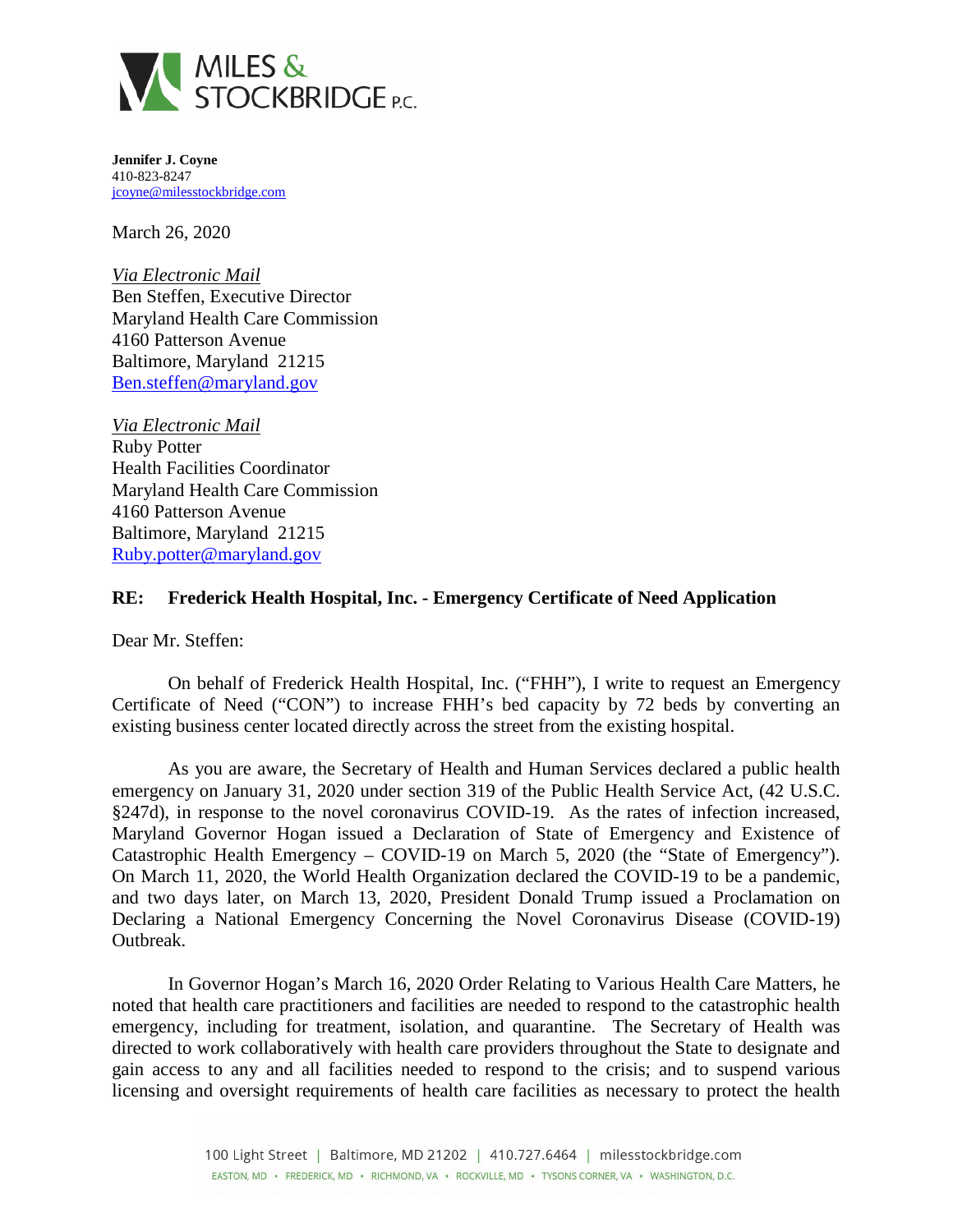MILES & STOCKBRIDGE P.C.

**Jennifer J. Coyne**
410-823-8247
jcoyne@milesstockbridge.com

March 26, 2020

*Via Electronic Mail*
Ben Steffen, Executive Director
Maryland Health Care Commission
4160 Patterson Avenue
Baltimore, Maryland 21215
Ben.steffen@maryland.gov

*Via Electronic Mail*
Ruby Potter
Health Facilities Coordinator
Maryland Health Care Commission
4160 Patterson Avenue
Baltimore, Maryland 21215
Ruby.potter@maryland.gov

**RE: Frederick Health Hospital, Inc. - Emergency Certificate of Need Application**

Dear Mr. Steffen:

On behalf of Frederick Health Hospital, Inc. ("FHH"), I write to request an Emergency Certificate of Need ("CON") to increase FHH's bed capacity by 72 beds by converting an existing business center located directly across the street from the existing hospital.

As you are aware, the Secretary of Health and Human Services declared a public health emergency on January 31, 2020 under section 319 of the Public Health Service Act, (42 U.S.C. §247d), in response to the novel coronavirus COVID-19. As the rates of infection increased, Maryland Governor Hogan issued a Declaration of State of Emergency and Existence of Catastrophic Health Emergency – COVID-19 on March 5, 2020 (the "State of Emergency"). On March 11, 2020, the World Health Organization declared the COVID-19 to be a pandemic, and two days later, on March 13, 2020, President Donald Trump issued a Proclamation on Declaring a National Emergency Concerning the Novel Coronavirus Disease (COVID-19) Outbreak.

In Governor Hogan's March 16, 2020 Order Relating to Various Health Care Matters, he noted that health care practitioners and facilities are needed to respond to the catastrophic health emergency, including for treatment, isolation, and quarantine. The Secretary of Health was directed to work collaboratively with health care providers throughout the State to designate and gain access to any and all facilities needed to respond to the crisis; and to suspend various licensing and oversight requirements of health care facilities as necessary to protect the health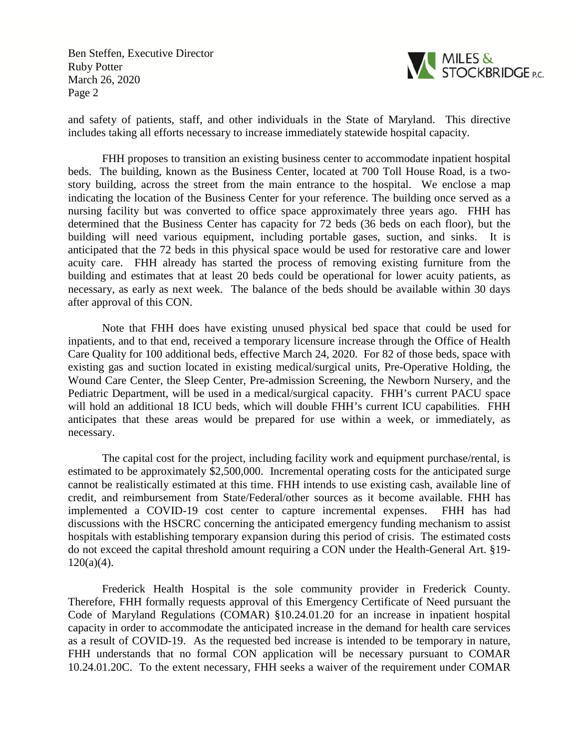and safety of patients, staff, and other individuals in the State of Maryland. This directive includes taking all efforts necessary to increase immediately statewide hospital capacity.

FHH proposes to transition an existing business center to accommodate inpatient hospital beds. The building, known as the Business Center, located at 700 Toll House Road, is a two-story building, across the street from the main entrance to the hospital. We enclose a map indicating the location of the Business Center for your reference. The building once served as a nursing facility but was converted to office space approximately three years ago. FHH has determined that the Business Center has capacity for 72 beds (36 beds on each floor), but the building will need various equipment, including portable gases, suction, and sinks. It is anticipated that the 72 beds in this physical space would be used for restorative care and lower acuity care. FHH already has started the process of removing existing furniture from the building and estimates that at least 20 beds could be operational for lower acuity patients, as necessary, as early as next week. The balance of the beds should be available within 30 days after approval of this CON.

Note that FHH does have existing unused physical bed space that could be used for inpatients, and to that end, received a temporary licensure increase through the Office of Health Care Quality for 100 additional beds, effective March 24, 2020. For 82 of those beds, space with existing gas and suction located in existing medical/surgical units, Pre-Operative Holding, the Wound Care Center, the Sleep Center, Pre-admission Screening, the Newborn Nursery, and the Pediatric Department, will be used in a medical/surgical capacity. FHH's current PACU space will hold an additional 18 ICU beds, which will double FHH's current ICU capabilities. FHH anticipates that these areas would be prepared for use within a week, or immediately, as necessary.

The capital cost for the project, including facility work and equipment purchase/rental, is estimated to be approximately $2,500,000. Incremental operating costs for the anticipated surge cannot be realistically estimated at this time. FHH intends to use existing cash, available line of credit, and reimbursement from State/Federal/other sources as it become available. FHH has implemented a COVID-19 cost center to capture incremental expenses. FHH has had discussions with the HSCRC concerning the anticipated emergency funding mechanism to assist hospitals with establishing temporary expansion during this period of crisis. The estimated costs do not exceed the capital threshold amount requiring a CON under the Health-General Art. §19-120(a)(4).

Frederick Health Hospital is the sole community provider in Frederick County. Therefore, FHH formally requests approval of this Emergency Certificate of Need pursuant the Code of Maryland Regulations (COMAR) §10.24.01.20 for an increase in inpatient hospital capacity in order to accommodate the anticipated increase in the demand for health care services as a result of COVID-19. As the requested bed increase is intended to be temporary in nature, FHH understands that no formal CON application will be necessary pursuant to COMAR 10.24.01.20C. To the extent necessary, FHH seeks a waiver of the requirement under COMAR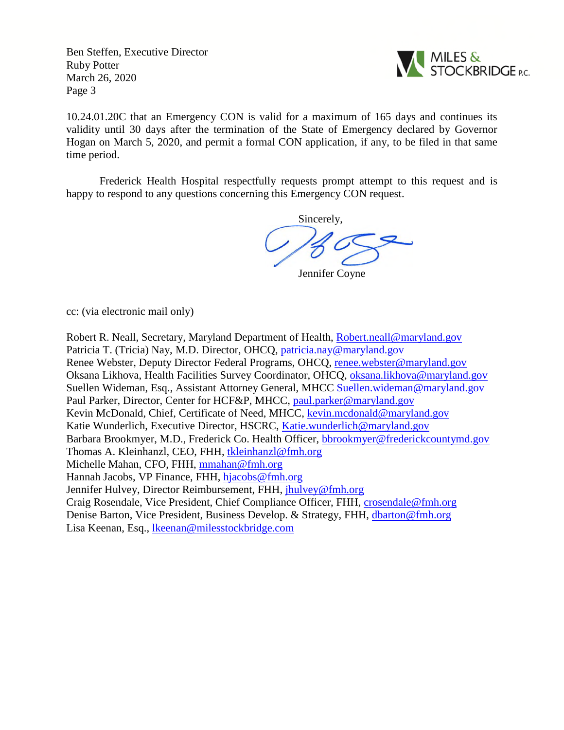10.24.01.20C that an Emergency CON is valid for a maximum of 165 days and continues its validity until 30 days after the termination of the State of Emergency declared by Governor Hogan on March 5, 2020, and permit a formal CON application, if any, to be filed in that same time period.

Frederick Health Hospital respectfully requests prompt attempt to this request and is happy to respond to any questions concerning this Emergency CON request.

Sincerely,

Jennifer Coyne

cc: (via electronic mail only)

Robert R. Neall, Secretary, Maryland Department of Health, Robert.neall@maryland.gov
Patricia T. (Tricia) Nay, M.D. Director, OHCQ, patricia.nay@maryland.gov
Renee Webster, Deputy Director Federal Programs, OHCQ, renee.webster@maryland.gov
Oksana Likhova, Health Facilities Survey Coordinator, OHCQ, oksana.likhova@maryland.gov
Suellen Wideman, Esq., Assistant Attorney General, MHCC Suellen.wideman@maryland.gov
Paul Parker, Director, Center for HCF&P, MHCC, paul.parker@maryland.gov
Kevin McDonald, Chief, Certificate of Need, MHCC, kevin.mcdonald@maryland.gov
Katie Wunderlich, Executive Director, HSCRC, Katie.wunderlich@maryland.gov
Barbara Brookmyer, M.D., Frederick Co. Health Officer, bbrookmyer@frederickcountymd.gov
Thomas A. Kleinhanzl, CEO, FHH, tkleinhanzl@fmh.org
Michelle Mahan, CFO, FHH, mmahan@fmh.org
Hannah Jacobs, VP Finance, FHH, hjacobs@fmh.org
Jennifer Hulvey, Director Reimbursement, FHH, jhulvey@fmh.org
Craig Rosendale, Vice President, Chief Compliance Officer, FHH, crosendale@fmh.org
Denise Barton, Vice President, Business Develop. & Strategy, FHH, dbarton@fmh.org
Lisa Keenan, Esq., lkeenan@milesstockbridge.com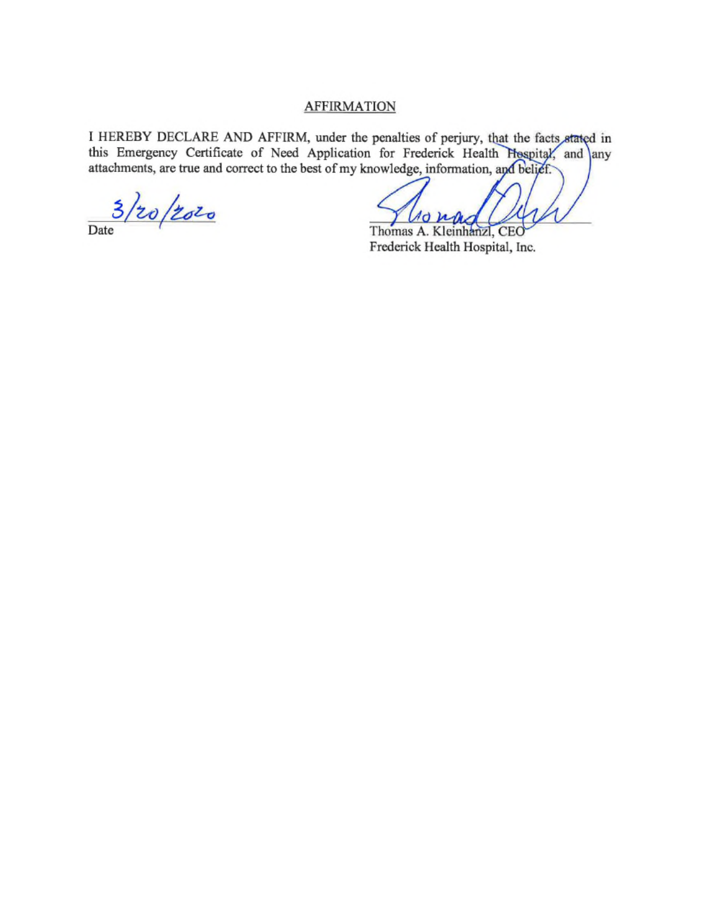## AFFIRMATION

I HEREBY DECLARE AND AFFIRM, under the penalties of perjury, that the facts stated in this Emergency Certificate of Need Application for Frederick Health Hospital, and any attachments, are true and correct to the best of my knowledge, information, and belief.

3/20/2020
Date

Thomas A. Kleinhanzl, CEO
Frederick Health Hospital, Inc.